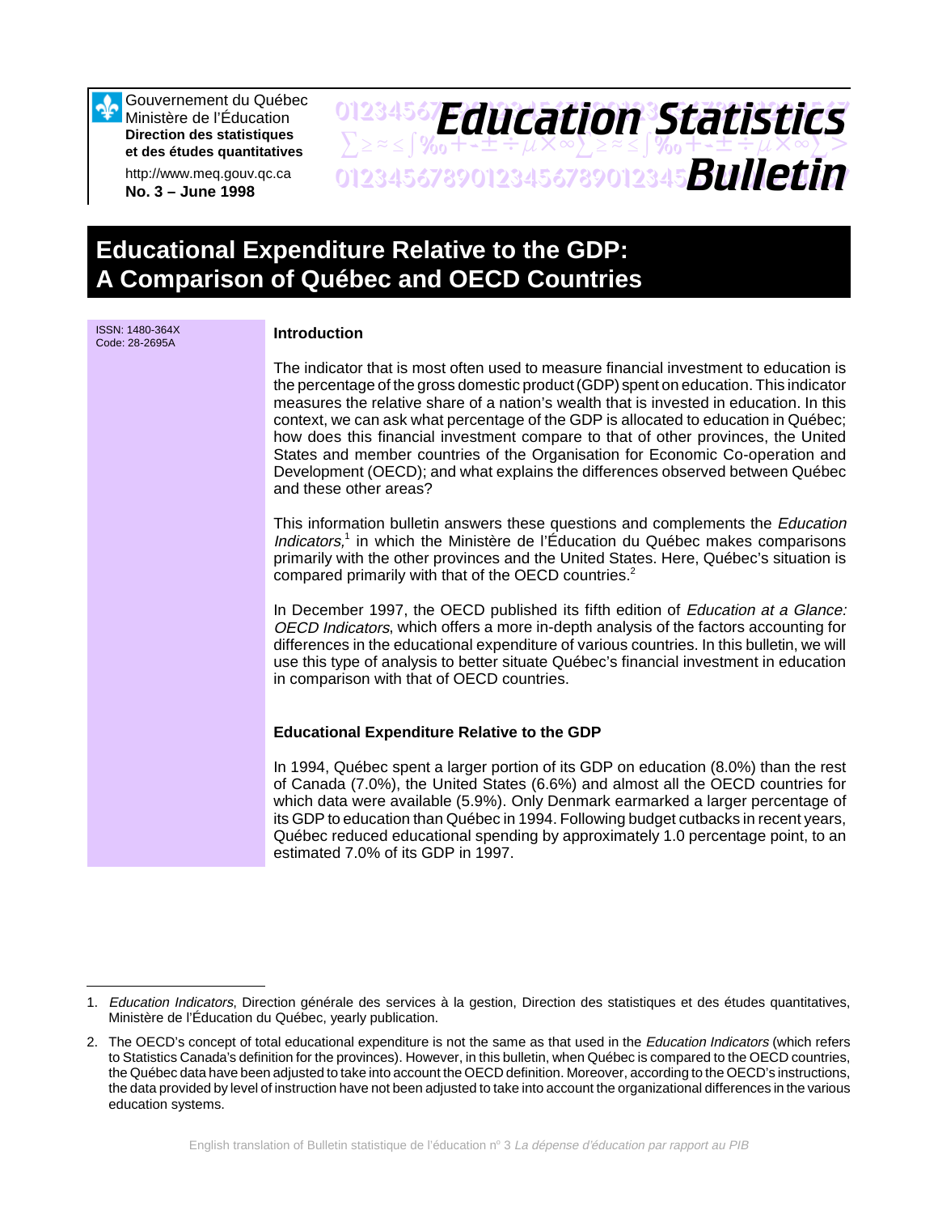Gouvernement du Québec
Ministère de l'Éducation
**Direction des statistiques et des études quantitatives**

http://www.meq.gouv.qc.ca
**No. 3 – June 1998**

# *Education Statistics Bulletin*

# Educational Expenditure Relative to the GDP: A Comparison of Québec and OECD Countries

ISSN: 1480-364X
Code: 28-2695A

### Introduction

The indicator that is most often used to measure financial investment to education is the percentage of the gross domestic product (GDP) spent on education. This indicator measures the relative share of a nation's wealth that is invested in education. In this context, we can ask what percentage of the GDP is allocated to education in Québec; how does this financial investment compare to that of other provinces, the United States and member countries of the Organisation for Economic Co-operation and Development (OECD); and what explains the differences observed between Québec and these other areas?

This information bulletin answers these questions and complements the *Education Indicators,*[1] in which the Ministère de l'Éducation du Québec makes comparisons primarily with the other provinces and the United States. Here, Québec's situation is compared primarily with that of the OECD countries.[2]

In December 1997, the OECD published its fifth edition of *Education at a Glance: OECD Indicators*, which offers a more in-depth analysis of the factors accounting for differences in the educational expenditure of various countries. In this bulletin, we will use this type of analysis to better situate Québec's financial investment in education in comparison with that of OECD countries.

### Educational Expenditure Relative to the GDP

In 1994, Québec spent a larger portion of its GDP on education (8.0%) than the rest of Canada (7.0%), the United States (6.6%) and almost all the OECD countries for which data were available (5.9%). Only Denmark earmarked a larger percentage of its GDP to education than Québec in 1994. Following budget cutbacks in recent years, Québec reduced educational spending by approximately 1.0 percentage point, to an estimated 7.0% of its GDP in 1997.

---

1. *Education Indicators*, Direction générale des services à la gestion, Direction des statistiques et des études quantitatives, Ministère de l'Éducation du Québec, yearly publication.

2. The OECD's concept of total educational expenditure is not the same as that used in the *Education Indicators* (which refers to Statistics Canada's definition for the provinces). However, in this bulletin, when Québec is compared to the OECD countries, the Québec data have been adjusted to take into account the OECD definition. Moreover, according to the OECD's instructions, the data provided by level of instruction have not been adjusted to take into account the organizational differences in the various education systems.

English translation of Bulletin statistique de l'éducation nº 3 *La dépense d'éducation par rapport au PIB*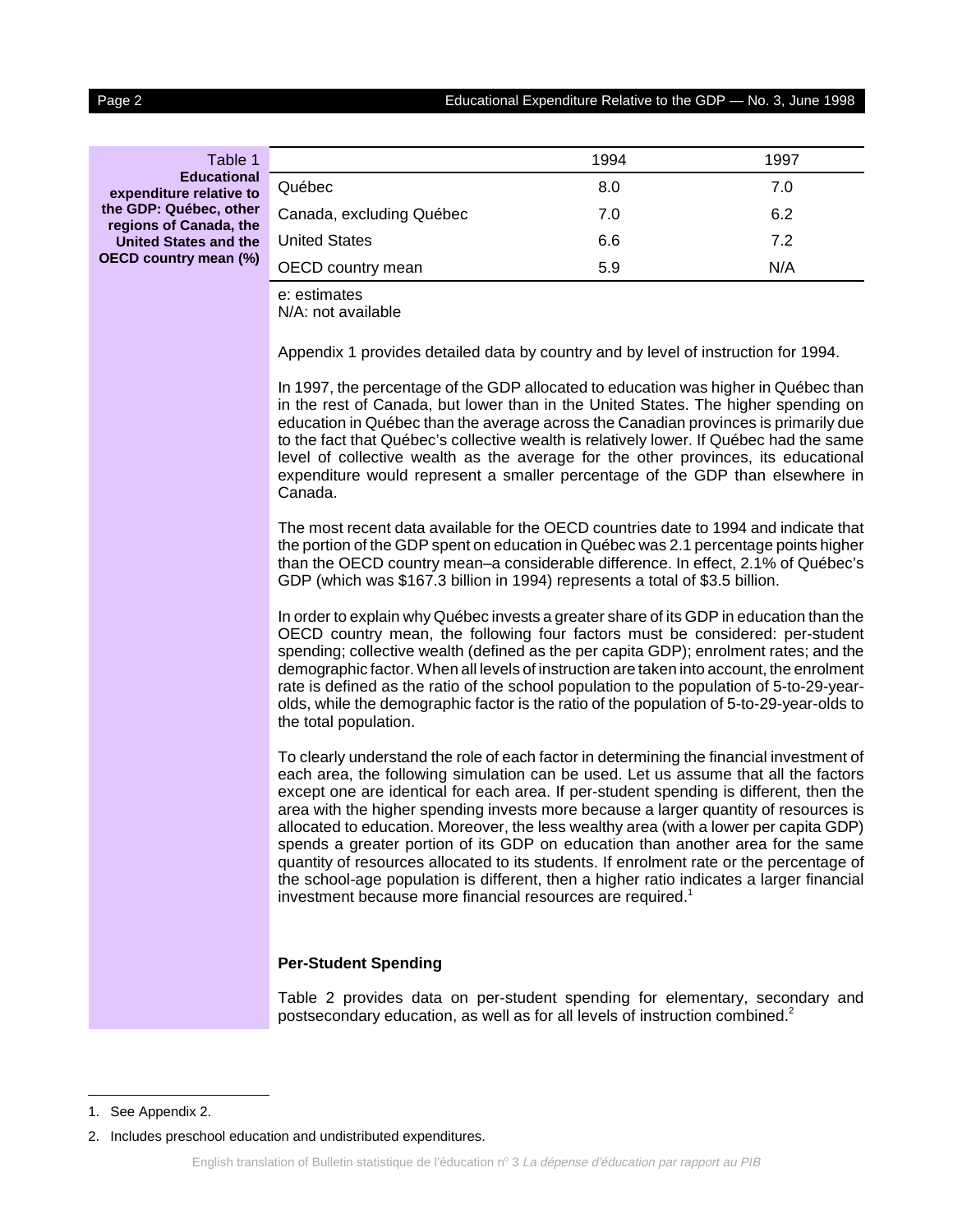Table 1
**Educational expenditure relative to the GDP: Québec, other regions of Canada, the United States and the OECD country mean (%)**

| | 1994 | 1997 |
|---|---|---|
| Québec | 8.0 | 7.0 |
| Canada, excluding Québec | 7.0 | 6.2 |
| United States | 6.6 | 7.2 |
| OECD country mean | 5.9 | N/A |

e: estimates
N/A: not available

Appendix 1 provides detailed data by country and by level of instruction for 1994.

In 1997, the percentage of the GDP allocated to education was higher in Québec than in the rest of Canada, but lower than in the United States. The higher spending on education in Québec than the average across the Canadian provinces is primarily due to the fact that Québec's collective wealth is relatively lower. If Québec had the same level of collective wealth as the average for the other provinces, its educational expenditure would represent a smaller percentage of the GDP than elsewhere in Canada.

The most recent data available for the OECD countries date to 1994 and indicate that the portion of the GDP spent on education in Québec was 2.1 percentage points higher than the OECD country mean–a considerable difference. In effect, 2.1% of Québec's GDP (which was $167.3 billion in 1994) represents a total of $3.5 billion.

In order to explain why Québec invests a greater share of its GDP in education than the OECD country mean, the following four factors must be considered: per-student spending; collective wealth (defined as the per capita GDP); enrolment rates; and the demographic factor. When all levels of instruction are taken into account, the enrolment rate is defined as the ratio of the school population to the population of 5-to-29-year-olds, while the demographic factor is the ratio of the population of 5-to-29-year-olds to the total population.

To clearly understand the role of each factor in determining the financial investment of each area, the following simulation can be used. Let us assume that all the factors except one are identical for each area. If per-student spending is different, then the area with the higher spending invests more because a larger quantity of resources is allocated to education. Moreover, the less wealthy area (with a lower per capita GDP) spends a greater portion of its GDP on education than another area for the same quantity of resources allocated to its students. If enrolment rate or the percentage of the school-age population is different, then a higher ratio indicates a larger financial investment because more financial resources are required.[1]

### Per-Student Spending

Table 2 provides data on per-student spending for elementary, secondary and postsecondary education, as well as for all levels of instruction combined.[2]

1. See Appendix 2.

2. Includes preschool education and undistributed expenditures.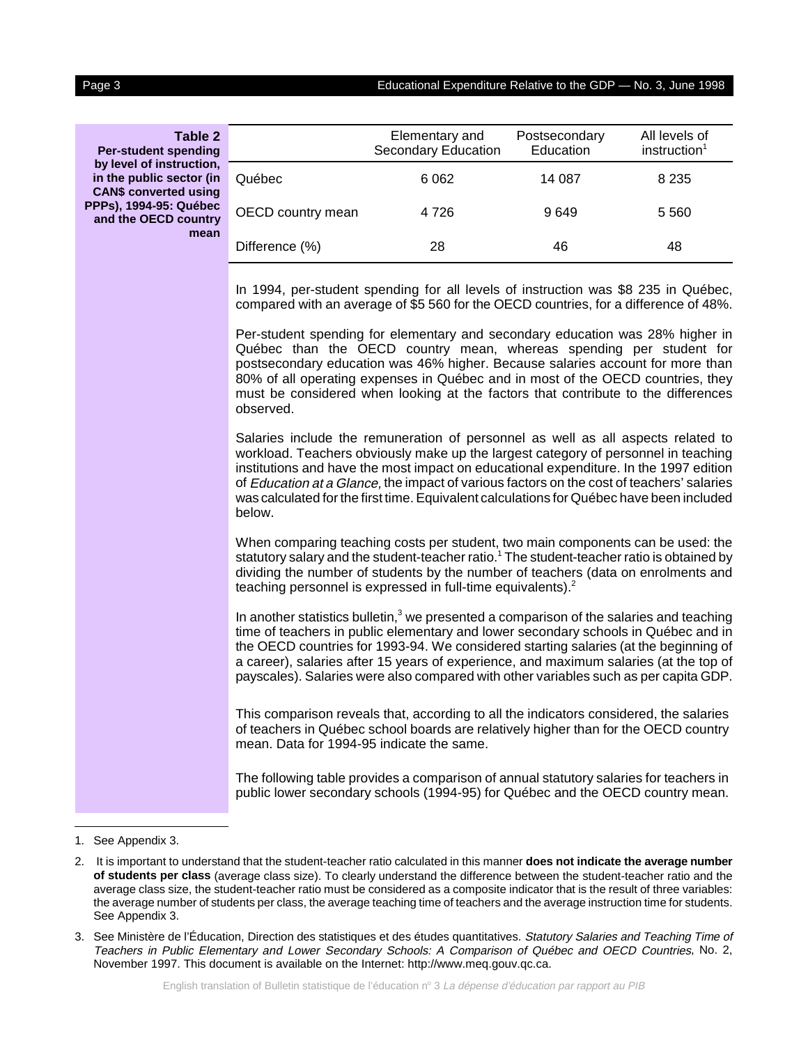**Table 2**
**Per-student spending by level of instruction, in the public sector (in CAN$ converted using PPPs), 1994-95: Québec and the OECD country mean**

| | Elementary and Secondary Education | Postsecondary Education | All levels of instruction[1] |
|---|---|---|---|
| Québec | 6 062 | 14 087 | 8 235 |
| OECD country mean | 4 726 | 9 649 | 5 560 |
| Difference (%) | 28 | 46 | 48 |

In 1994, per-student spending for all levels of instruction was $8 235 in Québec, compared with an average of $5 560 for the OECD countries, for a difference of 48%.

Per-student spending for elementary and secondary education was 28% higher in Québec than the OECD country mean, whereas spending per student for postsecondary education was 46% higher. Because salaries account for more than 80% of all operating expenses in Québec and in most of the OECD countries, they must be considered when looking at the factors that contribute to the differences observed.

Salaries include the remuneration of personnel as well as all aspects related to workload. Teachers obviously make up the largest category of personnel in teaching institutions and have the most impact on educational expenditure. In the 1997 edition of *Education at a Glance*, the impact of various factors on the cost of teachers' salaries was calculated for the first time. Equivalent calculations for Québec have been included below.

When comparing teaching costs per student, two main components can be used: the statutory salary and the student-teacher ratio.[1] The student-teacher ratio is obtained by dividing the number of students by the number of teachers (data on enrolments and teaching personnel is expressed in full-time equivalents).[2]

In another statistics bulletin,[3] we presented a comparison of the salaries and teaching time of teachers in public elementary and lower secondary schools in Québec and in the OECD countries for 1993-94. We considered starting salaries (at the beginning of a career), salaries after 15 years of experience, and maximum salaries (at the top of payscales). Salaries were also compared with other variables such as per capita GDP.

This comparison reveals that, according to all the indicators considered, the salaries of teachers in Québec school boards are relatively higher than for the OECD country mean. Data for 1994-95 indicate the same.

The following table provides a comparison of annual statutory salaries for teachers in public lower secondary schools (1994-95) for Québec and the OECD country mean.

---

1. See Appendix 3.
2. It is important to understand that the student-teacher ratio calculated in this manner **does not indicate the average number of students per class** (average class size). To clearly understand the difference between the student-teacher ratio and the average class size, the student-teacher ratio must be considered as a composite indicator that is the result of three variables: the average number of students per class, the average teaching time of teachers and the average instruction time for students. See Appendix 3.
3. See Ministère de l'Éducation, Direction des statistiques et des études quantitatives. *Statutory Salaries and Teaching Time of Teachers in Public Elementary and Lower Secondary Schools: A Comparison of Québec and OECD Countries*, No. 2, November 1997. This document is available on the Internet: http://www.meq.gouv.qc.ca.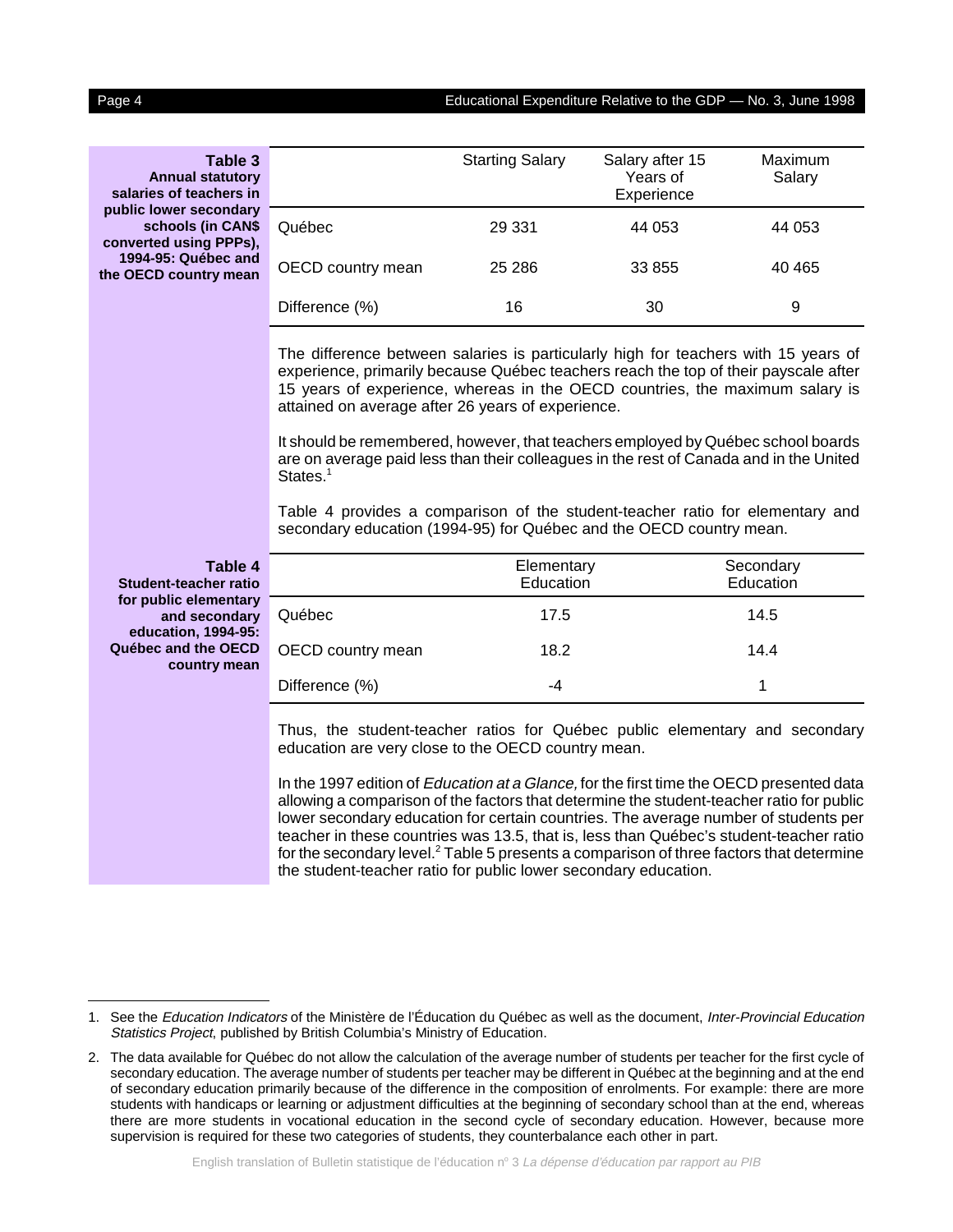**Table 3**
**Annual statutory salaries of teachers in public lower secondary schools (in CAN$ converted using PPPs), 1994-95: Québec and the OECD country mean**

| | Starting Salary | Salary after 15 Years of Experience | Maximum Salary |
|---|---|---|---|
| Québec | 29 331 | 44 053 | 44 053 |
| OECD country mean | 25 286 | 33 855 | 40 465 |
| Difference (%) | 16 | 30 | 9 |

The difference between salaries is particularly high for teachers with 15 years of experience, primarily because Québec teachers reach the top of their payscale after 15 years of experience, whereas in the OECD countries, the maximum salary is attained on average after 26 years of experience.

It should be remembered, however, that teachers employed by Québec school boards are on average paid less than their colleagues in the rest of Canada and in the United States.[1]

Table 4 provides a comparison of the student-teacher ratio for elementary and secondary education (1994-95) for Québec and the OECD country mean.

**Table 4**
**Student-teacher ratio for public elementary and secondary education, 1994-95: Québec and the OECD country mean**

| | Elementary Education | Secondary Education |
|---|---|---|
| Québec | 17.5 | 14.5 |
| OECD country mean | 18.2 | 14.4 |
| Difference (%) | -4 | 1 |

Thus, the student-teacher ratios for Québec public elementary and secondary education are very close to the OECD country mean.

In the 1997 edition of *Education at a Glance,* for the first time the OECD presented data allowing a comparison of the factors that determine the student-teacher ratio for public lower secondary education for certain countries. The average number of students per teacher in these countries was 13.5, that is, less than Québec's student-teacher ratio for the secondary level.[2] Table 5 presents a comparison of three factors that determine the student-teacher ratio for public lower secondary education.

---

1. See the *Education Indicators* of the Ministère de l'Éducation du Québec as well as the document, *Inter-Provincial Education Statistics Project*, published by British Columbia's Ministry of Education.

2. The data available for Québec do not allow the calculation of the average number of students per teacher for the first cycle of secondary education. The average number of students per teacher may be different in Québec at the beginning and at the end of secondary education primarily because of the difference in the composition of enrolments. For example: there are more students with handicaps or learning or adjustment difficulties at the beginning of secondary school than at the end, whereas there are more students in vocational education in the second cycle of secondary education. However, because more supervision is required for these two categories of students, they counterbalance each other in part.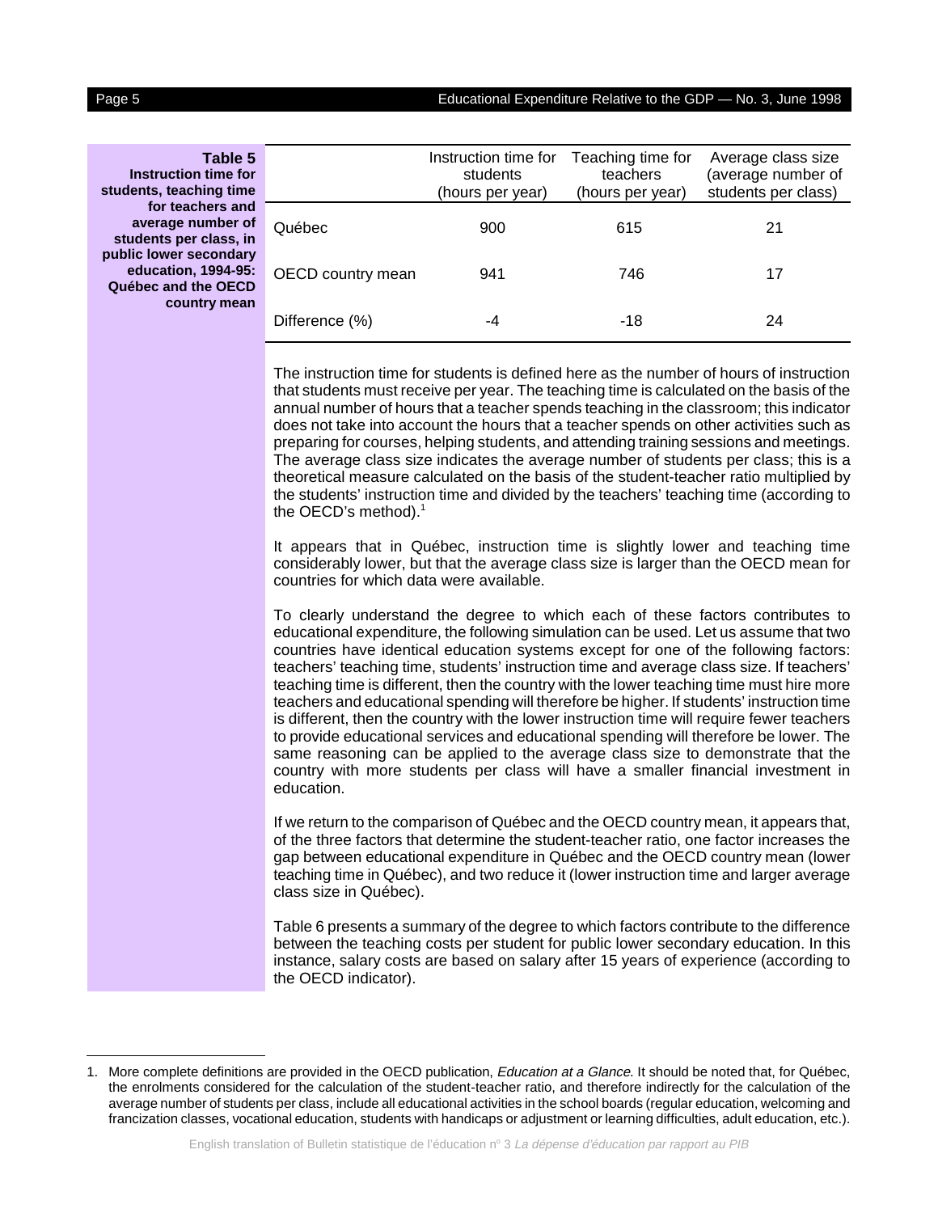**Table 5**
**Instruction time for students, teaching time for teachers and average number of students per class, in public lower secondary education, 1994-95: Québec and the OECD country mean**

| | Instruction time for students (hours per year) | Teaching time for teachers (hours per year) | Average class size (average number of students per class) |
|---|---|---|---|
| Québec | 900 | 615 | 21 |
| OECD country mean | 941 | 746 | 17 |
| Difference (%) | -4 | -18 | 24 |

The instruction time for students is defined here as the number of hours of instruction that students must receive per year. The teaching time is calculated on the basis of the annual number of hours that a teacher spends teaching in the classroom; this indicator does not take into account the hours that a teacher spends on other activities such as preparing for courses, helping students, and attending training sessions and meetings. The average class size indicates the average number of students per class; this is a theoretical measure calculated on the basis of the student-teacher ratio multiplied by the students' instruction time and divided by the teachers' teaching time (according to the OECD's method).[1]

It appears that in Québec, instruction time is slightly lower and teaching time considerably lower, but that the average class size is larger than the OECD mean for countries for which data were available.

To clearly understand the degree to which each of these factors contributes to educational expenditure, the following simulation can be used. Let us assume that two countries have identical education systems except for one of the following factors: teachers' teaching time, students' instruction time and average class size. If teachers' teaching time is different, then the country with the lower teaching time must hire more teachers and educational spending will therefore be higher. If students' instruction time is different, then the country with the lower instruction time will require fewer teachers to provide educational services and educational spending will therefore be lower. The same reasoning can be applied to the average class size to demonstrate that the country with more students per class will have a smaller financial investment in education.

If we return to the comparison of Québec and the OECD country mean, it appears that, of the three factors that determine the student-teacher ratio, one factor increases the gap between educational expenditure in Québec and the OECD country mean (lower teaching time in Québec), and two reduce it (lower instruction time and larger average class size in Québec).

Table 6 presents a summary of the degree to which factors contribute to the difference between the teaching costs per student for public lower secondary education. In this instance, salary costs are based on salary after 15 years of experience (according to the OECD indicator).

---

1. More complete definitions are provided in the OECD publication, *Education at a Glance*. It should be noted that, for Québec, the enrolments considered for the calculation of the student-teacher ratio, and therefore indirectly for the calculation of the average number of students per class, include all educational activities in the school boards (regular education, welcoming and francization classes, vocational education, students with handicaps or adjustment or learning difficulties, adult education, etc.).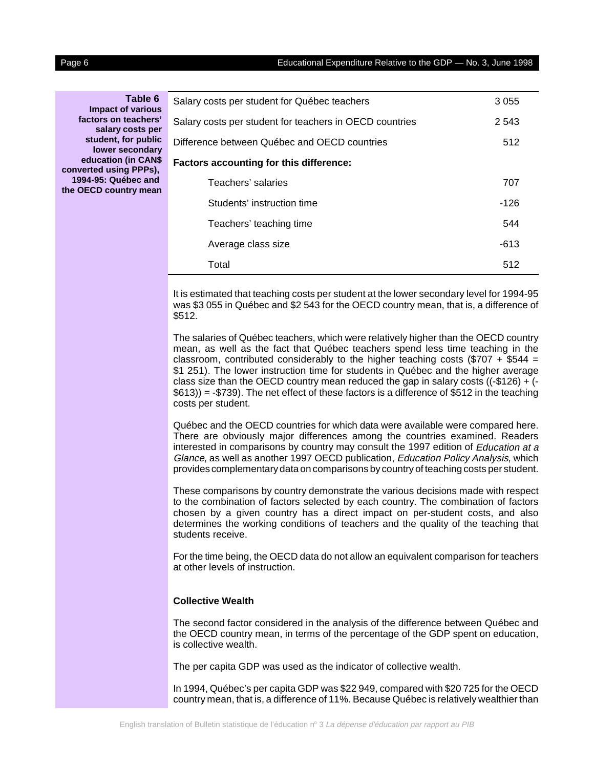**Table 6**
**Impact of various factors on teachers' salary costs per student, for public lower secondary education (in CAN$ converted using PPPs), 1994-95: Québec and the OECD country mean**

| | |
|---|---|
| Salary costs per student for Québec teachers | 3 055 |
| Salary costs per student for teachers in OECD countries | 2 543 |
| Difference between Québec and OECD countries | 512 |
| **Factors accounting for this difference:** | |
| Teachers' salaries | 707 |
| Students' instruction time | -126 |
| Teachers' teaching time | 544 |
| Average class size | -613 |
| Total | 512 |

It is estimated that teaching costs per student at the lower secondary level for 1994-95 was $3 055 in Québec and $2 543 for the OECD country mean, that is, a difference of $512.

The salaries of Québec teachers, which were relatively higher than the OECD country mean, as well as the fact that Québec teachers spend less time teaching in the classroom, contributed considerably to the higher teaching costs ($707 + $544 = $1 251). The lower instruction time for students in Québec and the higher average class size than the OECD country mean reduced the gap in salary costs ((-$126) + (-$613)) = -$739). The net effect of these factors is a difference of $512 in the teaching costs per student.

Québec and the OECD countries for which data were available were compared here. There are obviously major differences among the countries examined. Readers interested in comparisons by country may consult the 1997 edition of *Education at a Glance*, as well as another 1997 OECD publication, *Education Policy Analysis*, which provides complementary data on comparisons by country of teaching costs per student.

These comparisons by country demonstrate the various decisions made with respect to the combination of factors selected by each country. The combination of factors chosen by a given country has a direct impact on per-student costs, and also determines the working conditions of teachers and the quality of the teaching that students receive.

For the time being, the OECD data do not allow an equivalent comparison for teachers at other levels of instruction.

### Collective Wealth

The second factor considered in the analysis of the difference between Québec and the OECD country mean, in terms of the percentage of the GDP spent on education, is collective wealth.

The per capita GDP was used as the indicator of collective wealth.

In 1994, Québec's per capita GDP was $22 949, compared with $20 725 for the OECD country mean, that is, a difference of 11%. Because Québec is relatively wealthier than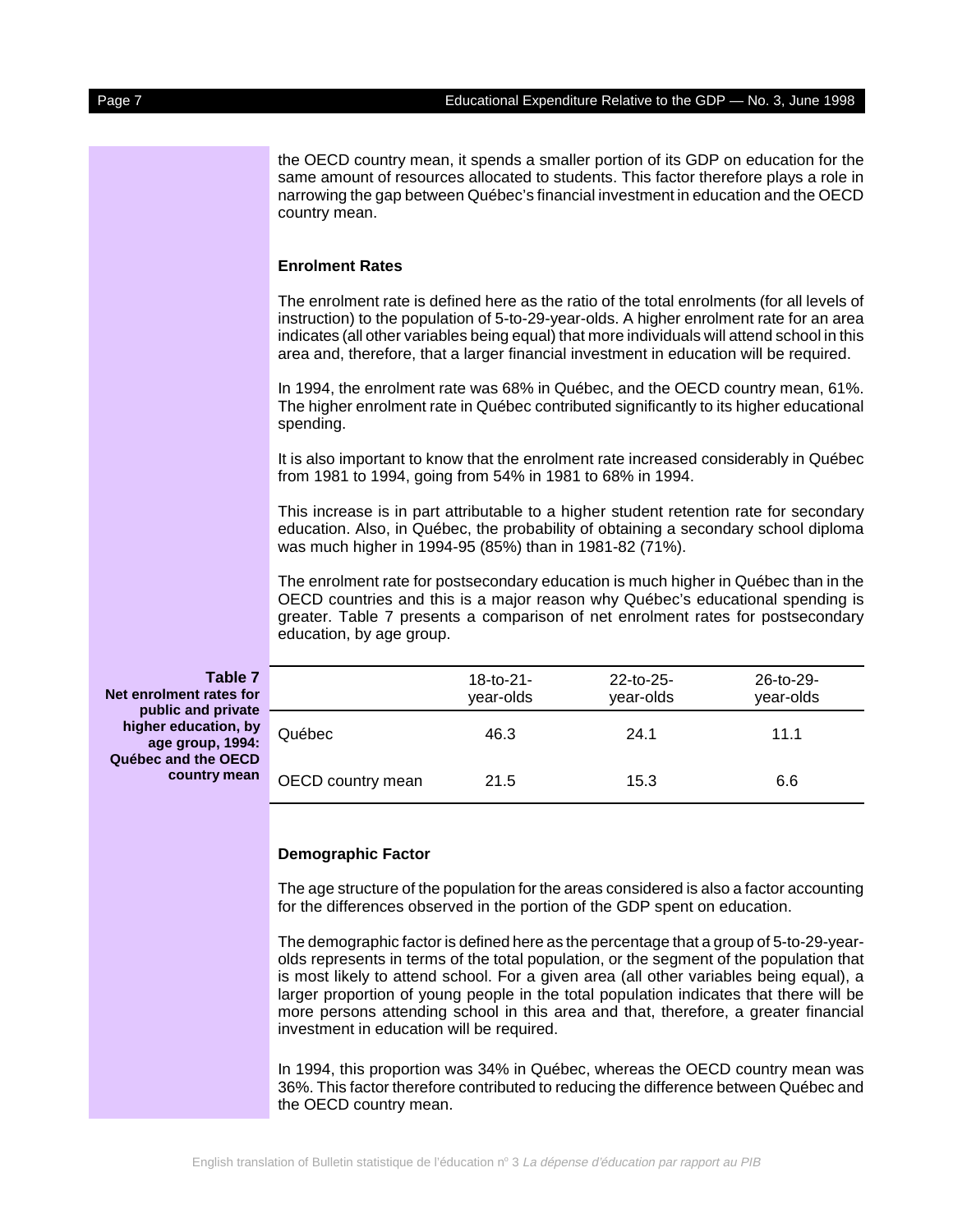the OECD country mean, it spends a smaller portion of its GDP on education for the same amount of resources allocated to students. This factor therefore plays a role in narrowing the gap between Québec's financial investment in education and the OECD country mean.

### Enrolment Rates

The enrolment rate is defined here as the ratio of the total enrolments (for all levels of instruction) to the population of 5-to-29-year-olds. A higher enrolment rate for an area indicates (all other variables being equal) that more individuals will attend school in this area and, therefore, that a larger financial investment in education will be required.

In 1994, the enrolment rate was 68% in Québec, and the OECD country mean, 61%. The higher enrolment rate in Québec contributed significantly to its higher educational spending.

It is also important to know that the enrolment rate increased considerably in Québec from 1981 to 1994, going from 54% in 1981 to 68% in 1994.

This increase is in part attributable to a higher student retention rate for secondary education. Also, in Québec, the probability of obtaining a secondary school diploma was much higher in 1994-95 (85%) than in 1981-82 (71%).

The enrolment rate for postsecondary education is much higher in Québec than in the OECD countries and this is a major reason why Québec's educational spending is greater. Table 7 presents a comparison of net enrolment rates for postsecondary education, by age group.

**Table 7**
**Net enrolment rates for public and private higher education, by age group, 1994: Québec and the OECD country mean**

| | 18-to-21-year-olds | 22-to-25-year-olds | 26-to-29-year-olds |
|---|---|---|---|
| Québec | 46.3 | 24.1 | 11.1 |
| OECD country mean | 21.5 | 15.3 | 6.6 |

### Demographic Factor

The age structure of the population for the areas considered is also a factor accounting for the differences observed in the portion of the GDP spent on education.

The demographic factor is defined here as the percentage that a group of 5-to-29-year-olds represents in terms of the total population, or the segment of the population that is most likely to attend school. For a given area (all other variables being equal), a larger proportion of young people in the total population indicates that there will be more persons attending school in this area and that, therefore, a greater financial investment in education will be required.

In 1994, this proportion was 34% in Québec, whereas the OECD country mean was 36%. This factor therefore contributed to reducing the difference between Québec and the OECD country mean.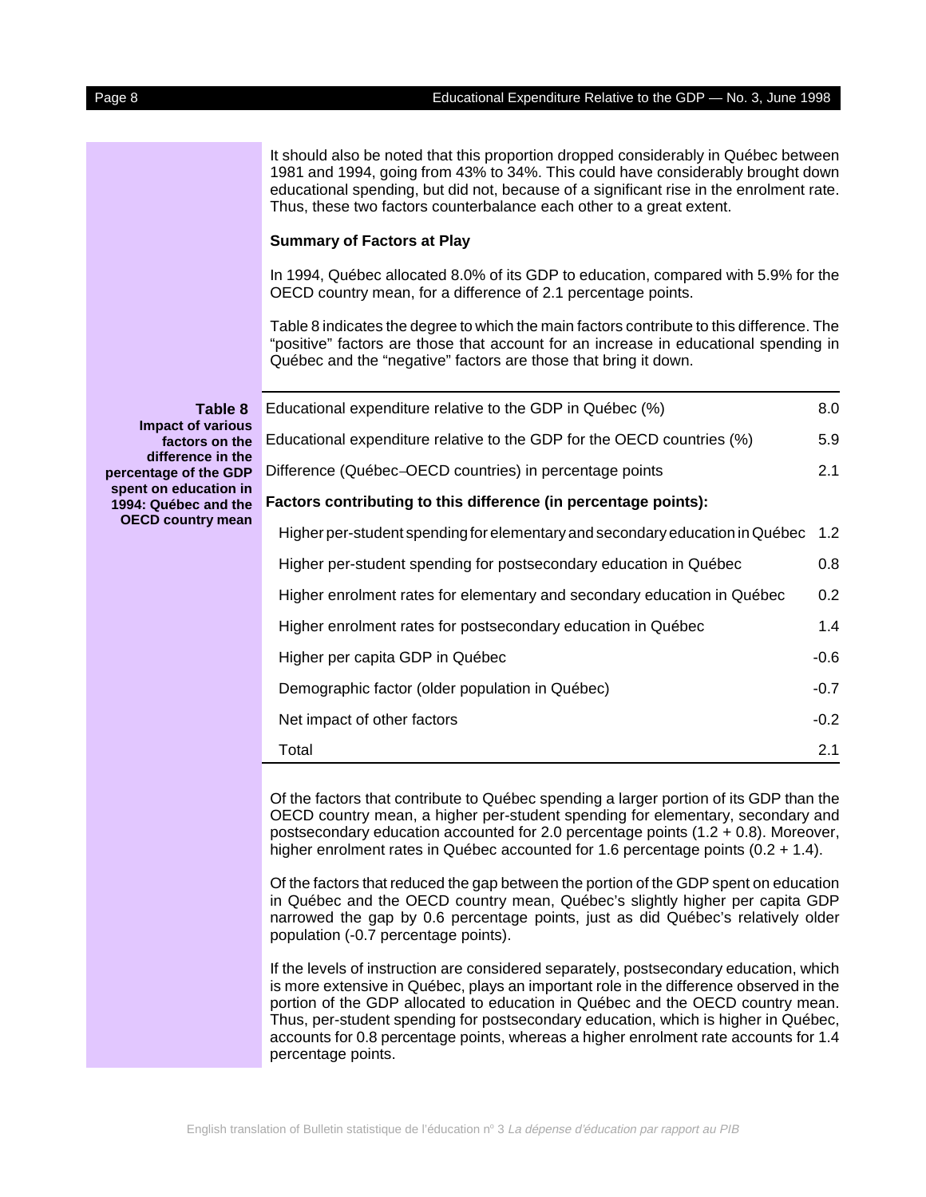It should also be noted that this proportion dropped considerably in Québec between 1981 and 1994, going from 43% to 34%. This could have considerably brought down educational spending, but did not, because of a significant rise in the enrolment rate. Thus, these two factors counterbalance each other to a great extent.

**Summary of Factors at Play**

In 1994, Québec allocated 8.0% of its GDP to education, compared with 5.9% for the OECD country mean, for a difference of 2.1 percentage points.

Table 8 indicates the degree to which the main factors contribute to this difference. The "positive" factors are those that account for an increase in educational spending in Québec and the "negative" factors are those that bring it down.

**Table 8**
**Impact of various factors on the difference in the percentage of the GDP spent on education in 1994: Québec and the OECD country mean**

| | |
|---|---|
| Educational expenditure relative to the GDP in Québec (%) | 8.0 |
| Educational expenditure relative to the GDP for the OECD countries (%) | 5.9 |
| Difference (Québec–OECD countries) in percentage points | 2.1 |
| **Factors contributing to this difference (in percentage points):** | |
| Higher per-student spending for elementary and secondary education in Québec | 1.2 |
| Higher per-student spending for postsecondary education in Québec | 0.8 |
| Higher enrolment rates for elementary and secondary education in Québec | 0.2 |
| Higher enrolment rates for postsecondary education in Québec | 1.4 |
| Higher per capita GDP in Québec | -0.6 |
| Demographic factor (older population in Québec) | -0.7 |
| Net impact of other factors | -0.2 |
| Total | 2.1 |

Of the factors that contribute to Québec spending a larger portion of its GDP than the OECD country mean, a higher per-student spending for elementary, secondary and postsecondary education accounted for 2.0 percentage points (1.2 + 0.8). Moreover, higher enrolment rates in Québec accounted for 1.6 percentage points (0.2 + 1.4).

Of the factors that reduced the gap between the portion of the GDP spent on education in Québec and the OECD country mean, Québec's slightly higher per capita GDP narrowed the gap by 0.6 percentage points, just as did Québec's relatively older population (-0.7 percentage points).

If the levels of instruction are considered separately, postsecondary education, which is more extensive in Québec, plays an important role in the difference observed in the portion of the GDP allocated to education in Québec and the OECD country mean. Thus, per-student spending for postsecondary education, which is higher in Québec, accounts for 0.8 percentage points, whereas a higher enrolment rate accounts for 1.4 percentage points.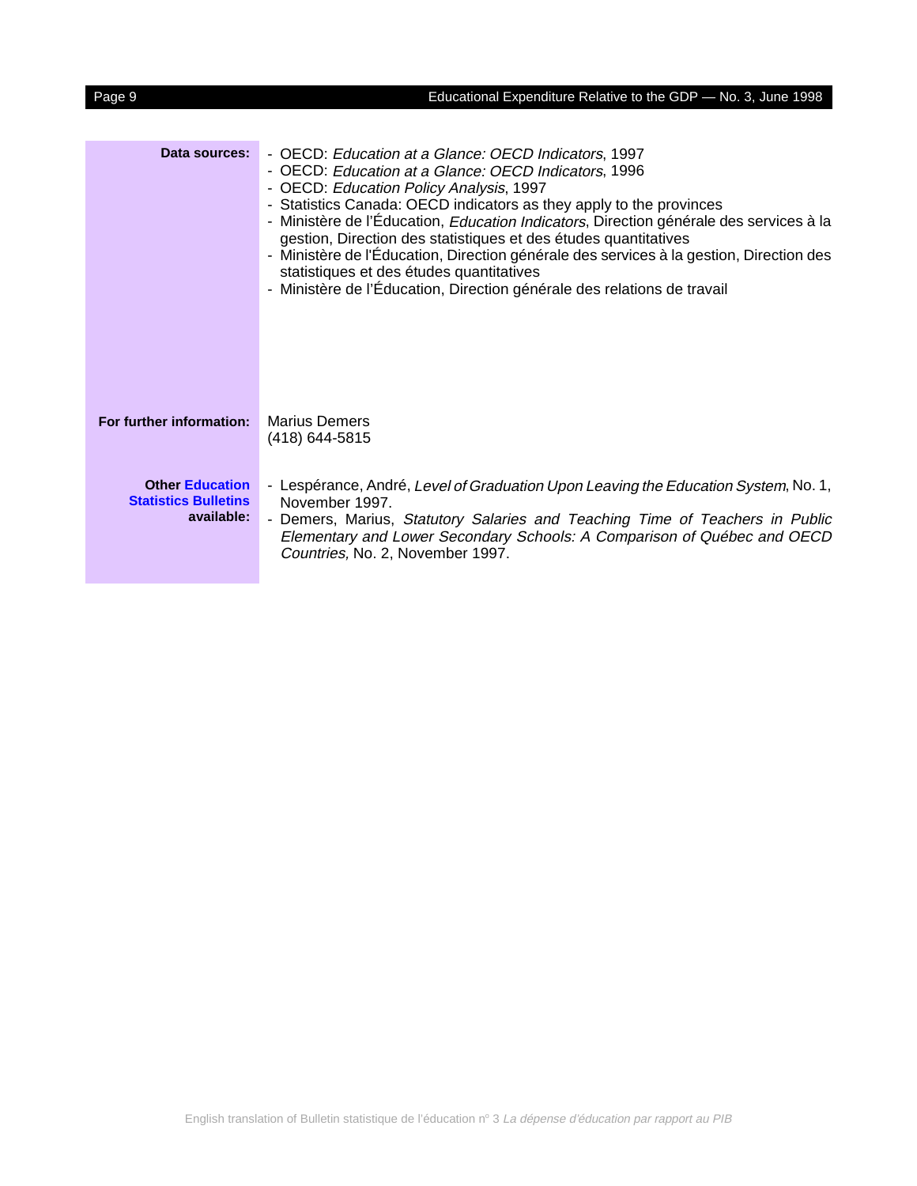**Data sources:**

- OECD: *Education at a Glance: OECD Indicators*, 1997
- OECD: *Education at a Glance: OECD Indicators*, 1996
- OECD: *Education Policy Analysis*, 1997
- Statistics Canada: OECD indicators as they apply to the provinces
- Ministère de l'Éducation, *Education Indicators*, Direction générale des services à la gestion, Direction des statistiques et des études quantitatives
- Ministère de l'Éducation, Direction générale des services à la gestion, Direction des statistiques et des études quantitatives
- Ministère de l'Éducation, Direction générale des relations de travail

**For further information:**

Marius Demers
(418) 644-5815

**Other Education Statistics Bulletins available:**

- Lespérance, André, *Level of Graduation Upon Leaving the Education System*, No. 1, November 1997.
- Demers, Marius, *Statutory Salaries and Teaching Time of Teachers in Public Elementary and Lower Secondary Schools: A Comparison of Québec and OECD Countries,* No. 2, November 1997.

English translation of Bulletin statistique de l'éducation n° 3 *La dépense d'éducation par rapport au PIB*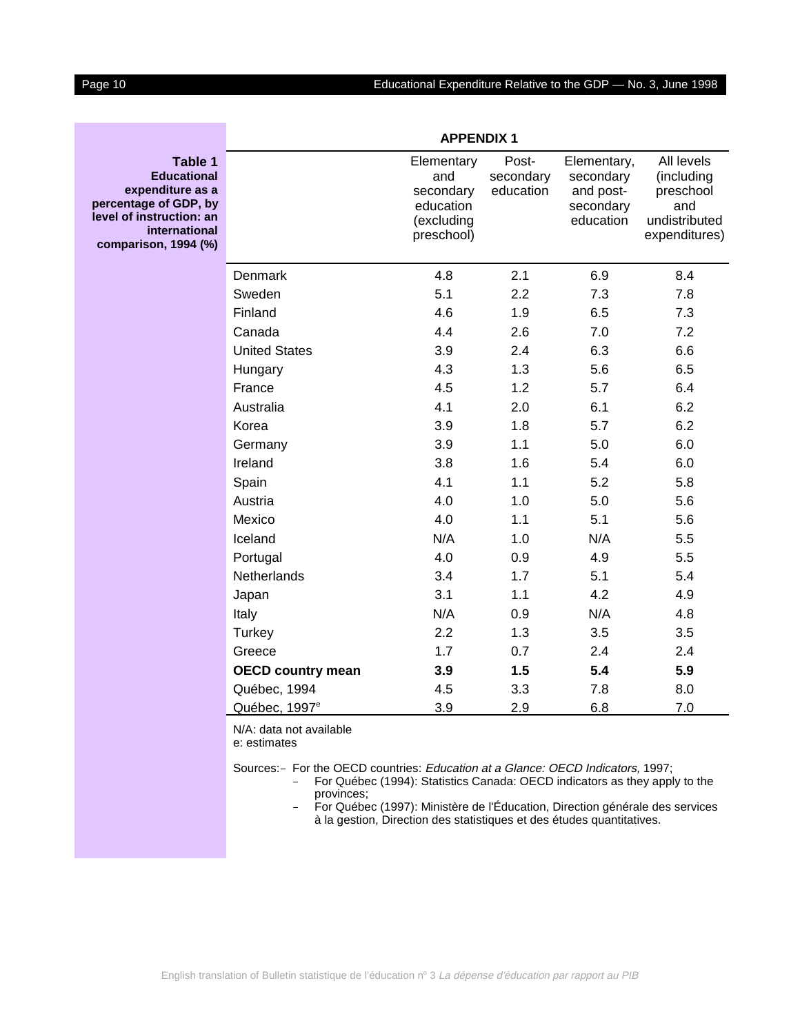## APPENDIX 1

**Table 1**
**Educational expenditure as a percentage of GDP, by level of instruction: an international comparison, 1994 (%)**

| | Elementary and secondary education (excluding preschool) | Post-secondary education | Elementary, secondary and post-secondary education | All levels (including preschool and undistributed expenditures) |
|---|---|---|---|---|
| Denmark | 4.8 | 2.1 | 6.9 | 8.4 |
| Sweden | 5.1 | 2.2 | 7.3 | 7.8 |
| Finland | 4.6 | 1.9 | 6.5 | 7.3 |
| Canada | 4.4 | 2.6 | 7.0 | 7.2 |
| United States | 3.9 | 2.4 | 6.3 | 6.6 |
| Hungary | 4.3 | 1.3 | 5.6 | 6.5 |
| France | 4.5 | 1.2 | 5.7 | 6.4 |
| Australia | 4.1 | 2.0 | 6.1 | 6.2 |
| Korea | 3.9 | 1.8 | 5.7 | 6.2 |
| Germany | 3.9 | 1.1 | 5.0 | 6.0 |
| Ireland | 3.8 | 1.6 | 5.4 | 6.0 |
| Spain | 4.1 | 1.1 | 5.2 | 5.8 |
| Austria | 4.0 | 1.0 | 5.0 | 5.6 |
| Mexico | 4.0 | 1.1 | 5.1 | 5.6 |
| Iceland | N/A | 1.0 | N/A | 5.5 |
| Portugal | 4.0 | 0.9 | 4.9 | 5.5 |
| Netherlands | 3.4 | 1.7 | 5.1 | 5.4 |
| Japan | 3.1 | 1.1 | 4.2 | 4.9 |
| Italy | N/A | 0.9 | N/A | 4.8 |
| Turkey | 2.2 | 1.3 | 3.5 | 3.5 |
| Greece | 1.7 | 0.7 | 2.4 | 2.4 |
| **OECD country mean** | **3.9** | **1.5** | **5.4** | **5.9** |
| Québec, 1994 | 4.5 | 3.3 | 7.8 | 8.0 |
| Québec, 1997[e] | 3.9 | 2.9 | 6.8 | 7.0 |

N/A: data not available
e: estimates

Sources:
- For the OECD countries: *Education at a Glance: OECD Indicators,* 1997;
- For Québec (1994): Statistics Canada: OECD indicators as they apply to the provinces;
- For Québec (1997): Ministère de l'Éducation, Direction générale des services à la gestion, Direction des statistiques et des études quantitatives.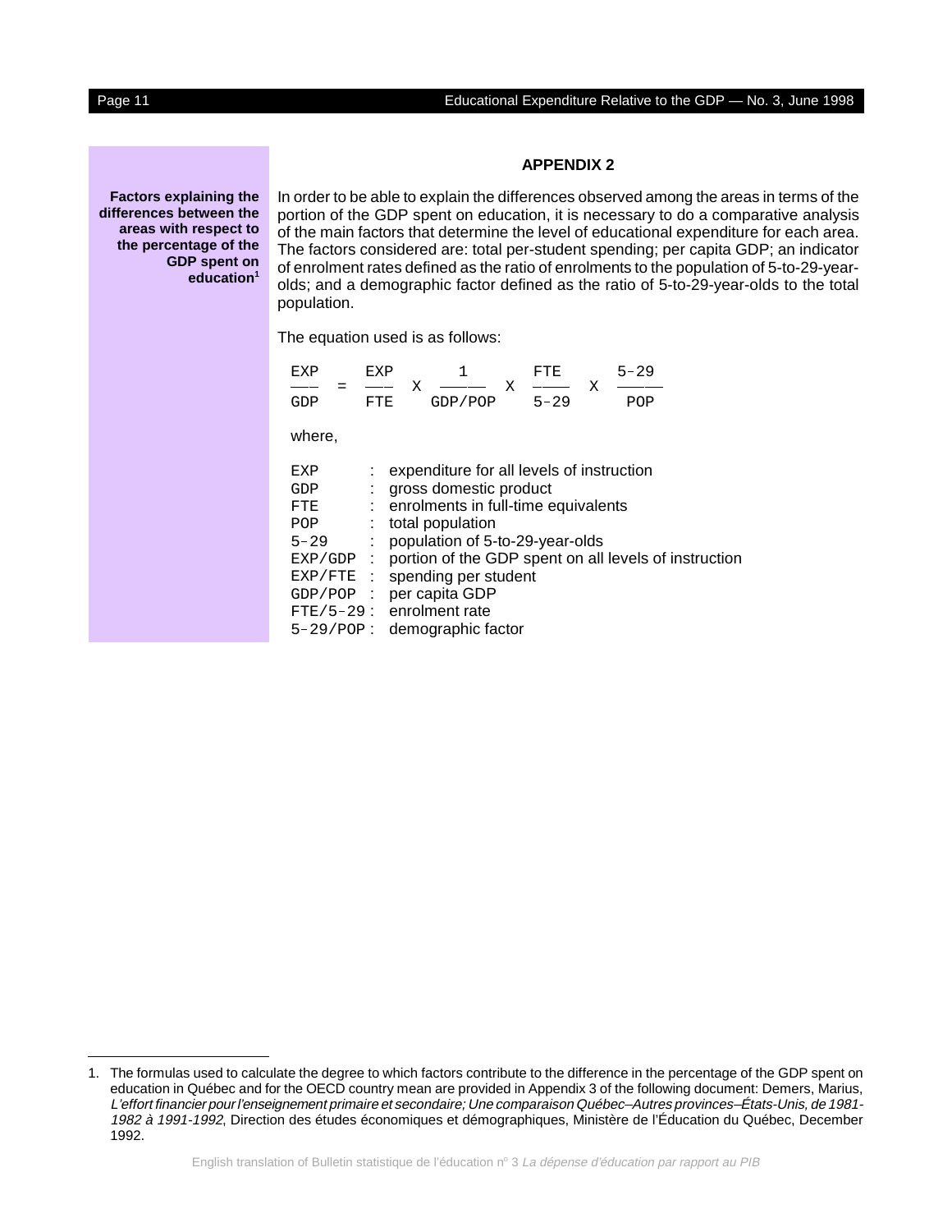## APPENDIX 2

**Factors explaining the differences between the areas with respect to the percentage of the GDP spent on education[1]**

In order to be able to explain the differences observed among the areas in terms of the portion of the GDP spent on education, it is necessary to do a comparative analysis of the main factors that determine the level of educational expenditure for each area. The factors considered are: total per-student spending; per capita GDP; an indicator of enrolment rates defined as the ratio of enrolments to the population of 5-to-29-year-olds; and a demographic factor defined as the ratio of 5-to-29-year-olds to the total population.

The equation used is as follows:

$$\frac{EXP}{GDP} = \frac{EXP}{FTE} \times \frac{1}{GDP/POP} \times \frac{FTE}{5\text{–}29} \times \frac{5\text{–}29}{POP}$$

where,

| | | |
|---|---|---|
| EXP | : | expenditure for all levels of instruction |
| GDP | : | gross domestic product |
| FTE | : | enrolments in full-time equivalents |
| POP | : | total population |
| 5–29 | : | population of 5-to-29-year-olds |
| EXP/GDP | : | portion of the GDP spent on all levels of instruction |
| EXP/FTE | : | spending per student |
| GDP/POP | : | per capita GDP |
| FTE/5–29 | : | enrolment rate |
| 5–29/POP | : | demographic factor |

1. The formulas used to calculate the degree to which factors contribute to the difference in the percentage of the GDP spent on education in Québec and for the OECD country mean are provided in Appendix 3 of the following document: Demers, Marius, *L'effort financier pour l'enseignement primaire et secondaire; Une comparaison Québec–Autres provinces–États-Unis, de 1981-1982 à 1991-1992*, Direction des études économiques et démographiques, Ministère de l'Éducation du Québec, December 1992.

English translation of Bulletin statistique de l'éducation n° 3 *La dépense d'éducation par rapport au PIB*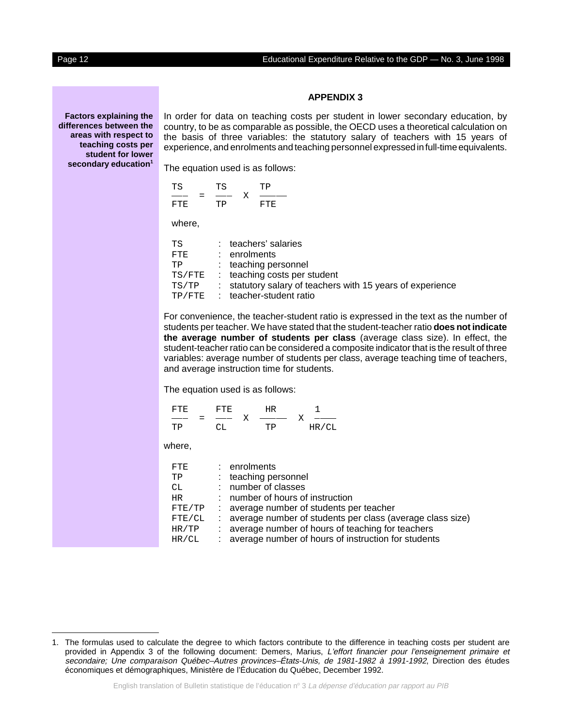## APPENDIX 3

**Factors explaining the differences between the areas with respect to teaching costs per student for lower secondary education**[1]

In order for data on teaching costs per student in lower secondary education, by country, to be as comparable as possible, the OECD uses a theoretical calculation on the basis of three variables: the statutory salary of teachers with 15 years of experience, and enrolments and teaching personnel expressed in full-time equivalents.

The equation used is as follows:

$$\frac{TS}{FTE} = \frac{TS}{TP} \times \frac{TP}{FTE}$$

where,

| | | |
|---|---|---|
| TS | : | teachers' salaries |
| FTE | : | enrolments |
| TP | : | teaching personnel |
| TS/FTE | : | teaching costs per student |
| TS/TP | : | statutory salary of teachers with 15 years of experience |
| TP/FTE | : | teacher-student ratio |

For convenience, the teacher-student ratio is expressed in the text as the number of students per teacher. We have stated that the student-teacher ratio **does not indicate the average number of students per class** (average class size). In effect, the student-teacher ratio can be considered a composite indicator that is the result of three variables: average number of students per class, average teaching time of teachers, and average instruction time for students.

The equation used is as follows:

$$\frac{FTE}{TP} = \frac{FTE}{CL} \times \frac{HR}{TP} \times \frac{1}{HR/CL}$$

where,

| | | |
|---|---|---|
| FTE | : | enrolments |
| TP | : | teaching personnel |
| CL | : | number of classes |
| HR | : | number of hours of instruction |
| FTE/TP | : | average number of students per teacher |
| FTE/CL | : | average number of students per class (average class size) |
| HR/TP | : | average number of hours of teaching for teachers |
| HR/CL | : | average number of hours of instruction for students |

1. The formulas used to calculate the degree to which factors contribute to the difference in teaching costs per student are provided in Appendix 3 of the following document: Demers, Marius, *L'effort financier pour l'enseignement primaire et secondaire; Une comparaison Québec–Autres provinces–États-Unis, de 1981-1982 à 1991-1992*, Direction des études économiques et démographiques, Ministère de l'Éducation du Québec, December 1992.

English translation of Bulletin statistique de l'éducation n° 3 *La dépense d'éducation par rapport au PIB*